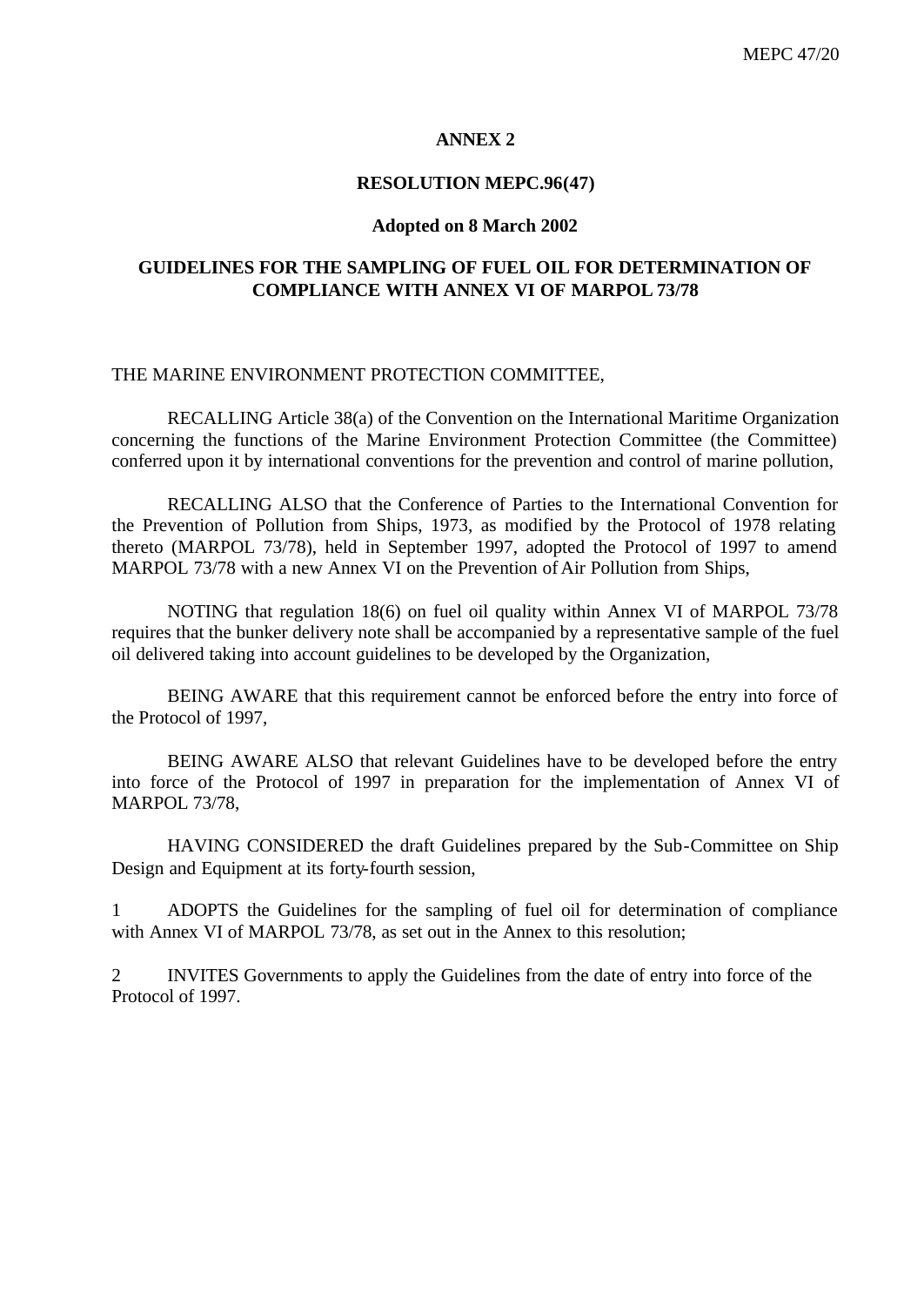## ANNEX 2

### RESOLUTION MEPC.96(47)

#### Adopted on 8 March 2002

### GUIDELINES FOR THE SAMPLING OF FUEL OIL FOR DETERMINATION OF COMPLIANCE WITH ANNEX VI OF MARPOL 73/78

THE MARINE ENVIRONMENT PROTECTION COMMITTEE,

RECALLING Article 38(a) of the Convention on the International Maritime Organization concerning the functions of the Marine Environment Protection Committee (the Committee) conferred upon it by international conventions for the prevention and control of marine pollution,

RECALLING ALSO that the Conference of Parties to the International Convention for the Prevention of Pollution from Ships, 1973, as modified by the Protocol of 1978 relating thereto (MARPOL 73/78), held in September 1997, adopted the Protocol of 1997 to amend MARPOL 73/78 with a new Annex VI on the Prevention of Air Pollution from Ships,

NOTING that regulation 18(6) on fuel oil quality within Annex VI of MARPOL 73/78 requires that the bunker delivery note shall be accompanied by a representative sample of the fuel oil delivered taking into account guidelines to be developed by the Organization,

BEING AWARE that this requirement cannot be enforced before the entry into force of the Protocol of 1997,

BEING AWARE ALSO that relevant Guidelines have to be developed before the entry into force of the Protocol of 1997 in preparation for the implementation of Annex VI of MARPOL 73/78,

HAVING CONSIDERED the draft Guidelines prepared by the Sub-Committee on Ship Design and Equipment at its forty-fourth session,

1 ADOPTS the Guidelines for the sampling of fuel oil for determination of compliance with Annex VI of MARPOL 73/78, as set out in the Annex to this resolution;

2 INVITES Governments to apply the Guidelines from the date of entry into force of the Protocol of 1997.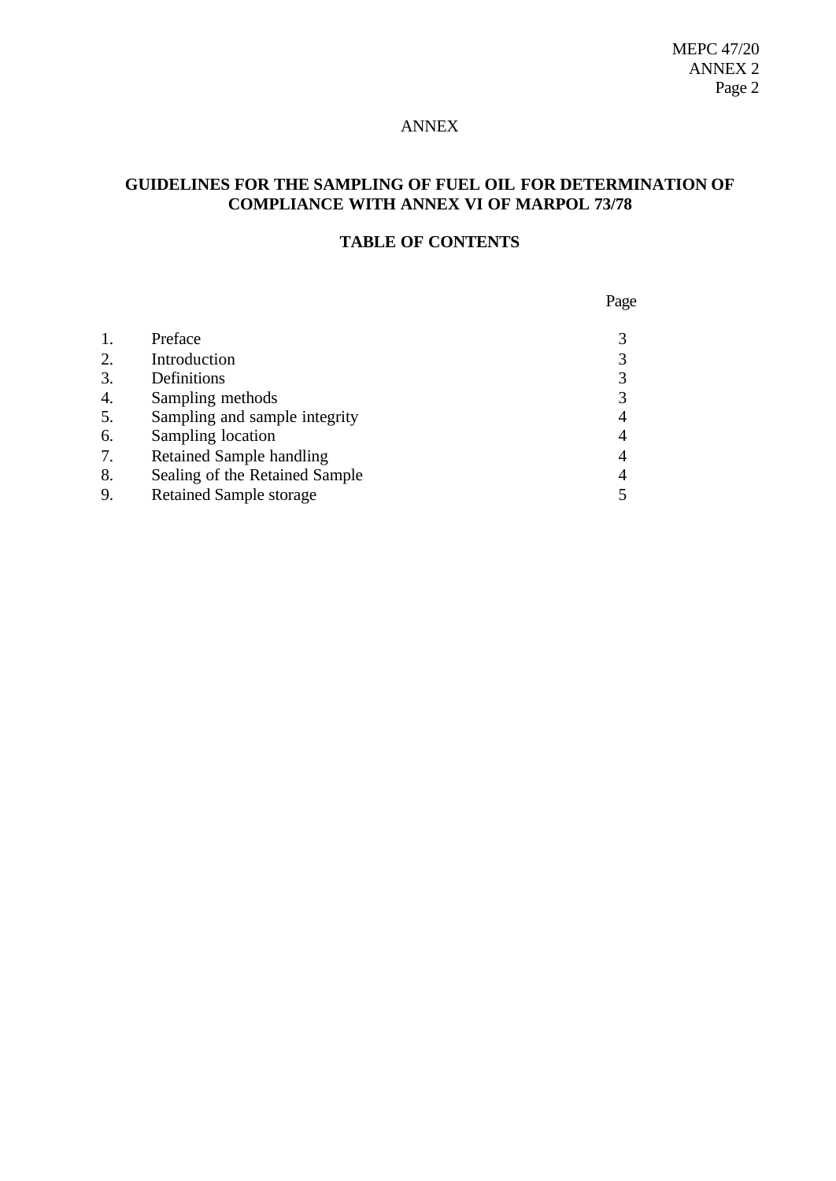ANNEX

# GUIDELINES FOR THE SAMPLING OF FUEL OIL FOR DETERMINATION OF COMPLIANCE WITH ANNEX VI OF MARPOL 73/78

## TABLE OF CONTENTS

| | | Page |
|---|---|---|
| 1. | Preface | 3 |
| 2. | Introduction | 3 |
| 3. | Definitions | 3 |
| 4. | Sampling methods | 3 |
| 5. | Sampling and sample integrity | 4 |
| 6. | Sampling location | 4 |
| 7. | Retained Sample handling | 4 |
| 8. | Sealing of the Retained Sample | 4 |
| 9. | Retained Sample storage | 5 |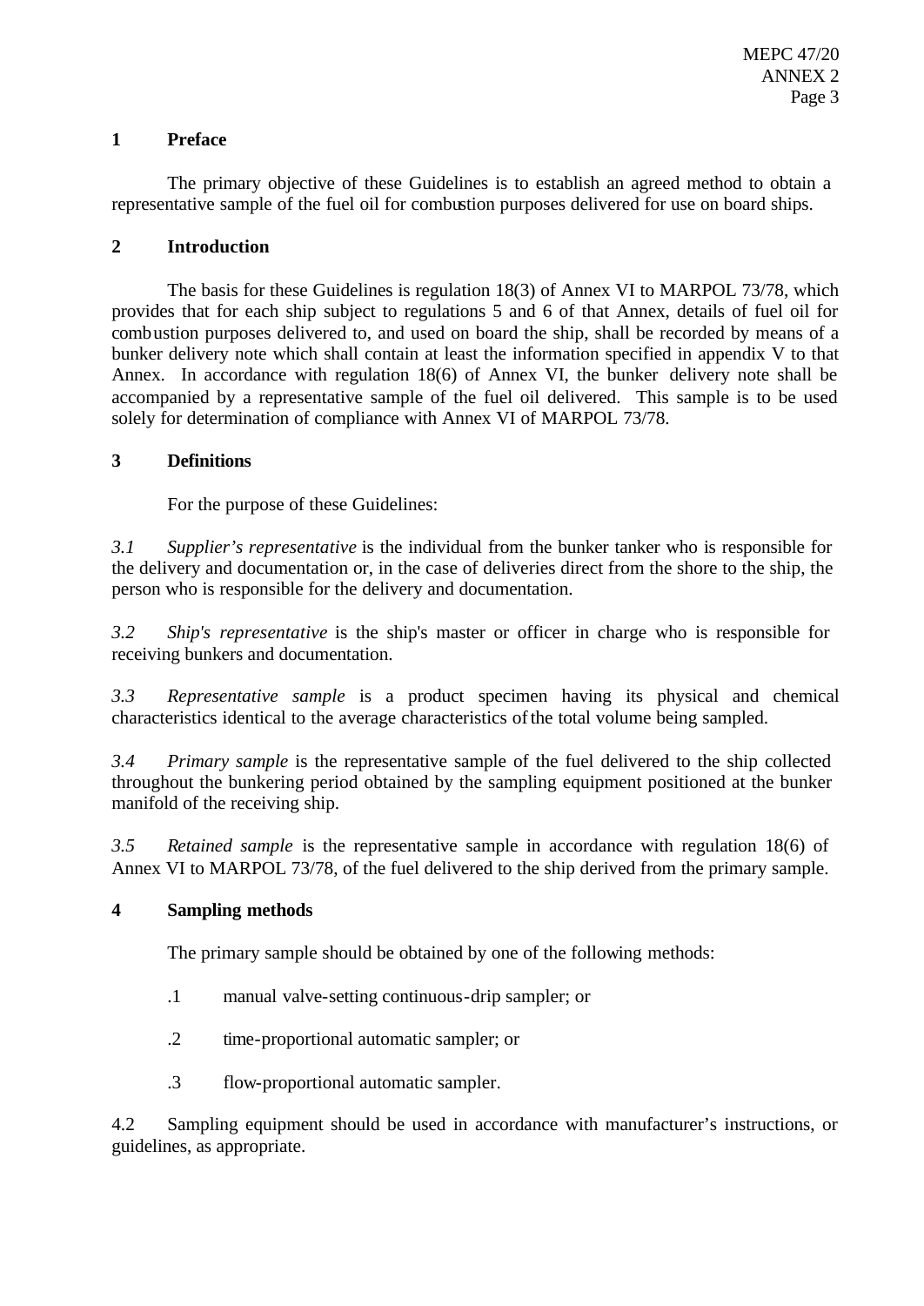## 1 Preface

The primary objective of these Guidelines is to establish an agreed method to obtain a representative sample of the fuel oil for combustion purposes delivered for use on board ships.

## 2 Introduction

The basis for these Guidelines is regulation 18(3) of Annex VI to MARPOL 73/78, which provides that for each ship subject to regulations 5 and 6 of that Annex, details of fuel oil for combustion purposes delivered to, and used on board the ship, shall be recorded by means of a bunker delivery note which shall contain at least the information specified in appendix V to that Annex. In accordance with regulation 18(6) of Annex VI, the bunker delivery note shall be accompanied by a representative sample of the fuel oil delivered. This sample is to be used solely for determination of compliance with Annex VI of MARPOL 73/78.

## 3 Definitions

For the purpose of these Guidelines:

*3.1* *Supplier's representative* is the individual from the bunker tanker who is responsible for the delivery and documentation or, in the case of deliveries direct from the shore to the ship, the person who is responsible for the delivery and documentation.

*3.2* *Ship's representative* is the ship's master or officer in charge who is responsible for receiving bunkers and documentation.

*3.3* *Representative sample* is a product specimen having its physical and chemical characteristics identical to the average characteristics of the total volume being sampled.

*3.4* *Primary sample* is the representative sample of the fuel delivered to the ship collected throughout the bunkering period obtained by the sampling equipment positioned at the bunker manifold of the receiving ship.

*3.5* *Retained sample* is the representative sample in accordance with regulation 18(6) of Annex VI to MARPOL 73/78, of the fuel delivered to the ship derived from the primary sample.

## 4 Sampling methods

The primary sample should be obtained by one of the following methods:

.1 manual valve-setting continuous-drip sampler; or

.2 time-proportional automatic sampler; or

.3 flow-proportional automatic sampler.

4.2 Sampling equipment should be used in accordance with manufacturer's instructions, or guidelines, as appropriate.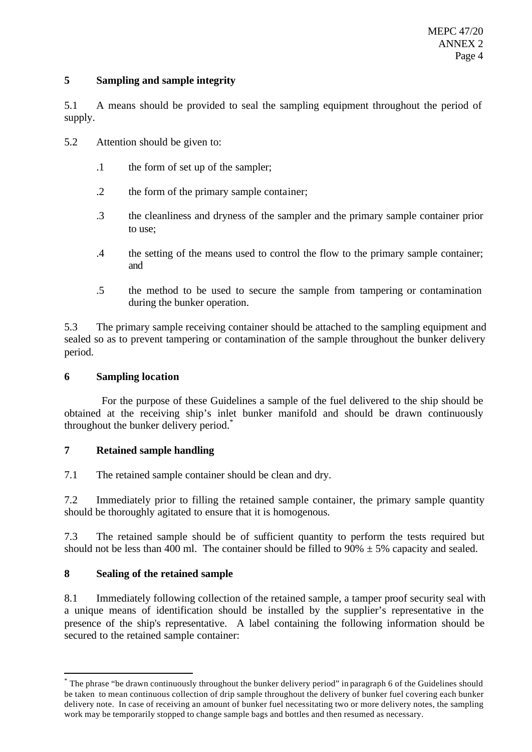## 5 Sampling and sample integrity

5.1 A means should be provided to seal the sampling equipment throughout the period of supply.

5.2 Attention should be given to:

.1 the form of set up of the sampler;

.2 the form of the primary sample container;

.3 the cleanliness and dryness of the sampler and the primary sample container prior to use;

.4 the setting of the means used to control the flow to the primary sample container; and

.5 the method to be used to secure the sample from tampering or contamination during the bunker operation.

5.3 The primary sample receiving container should be attached to the sampling equipment and sealed so as to prevent tampering or contamination of the sample throughout the bunker delivery period.

## 6 Sampling location

For the purpose of these Guidelines a sample of the fuel delivered to the ship should be obtained at the receiving ship's inlet bunker manifold and should be drawn continuously throughout the bunker delivery period.*

## 7 Retained sample handling

7.1 The retained sample container should be clean and dry.

7.2 Immediately prior to filling the retained sample container, the primary sample quantity should be thoroughly agitated to ensure that it is homogenous.

7.3 The retained sample should be of sufficient quantity to perform the tests required but should not be less than 400 ml. The container should be filled to 90% ± 5% capacity and sealed.

## 8 Sealing of the retained sample

8.1 Immediately following collection of the retained sample, a tamper proof security seal with a unique means of identification should be installed by the supplier's representative in the presence of the ship's representative. A label containing the following information should be secured to the retained sample container:

---

* The phrase "be drawn continuously throughout the bunker delivery period" in paragraph 6 of the Guidelines should be taken to mean continuous collection of drip sample throughout the delivery of bunker fuel covering each bunker delivery note. In case of receiving an amount of bunker fuel necessitating two or more delivery notes, the sampling work may be temporarily stopped to change sample bags and bottles and then resumed as necessary.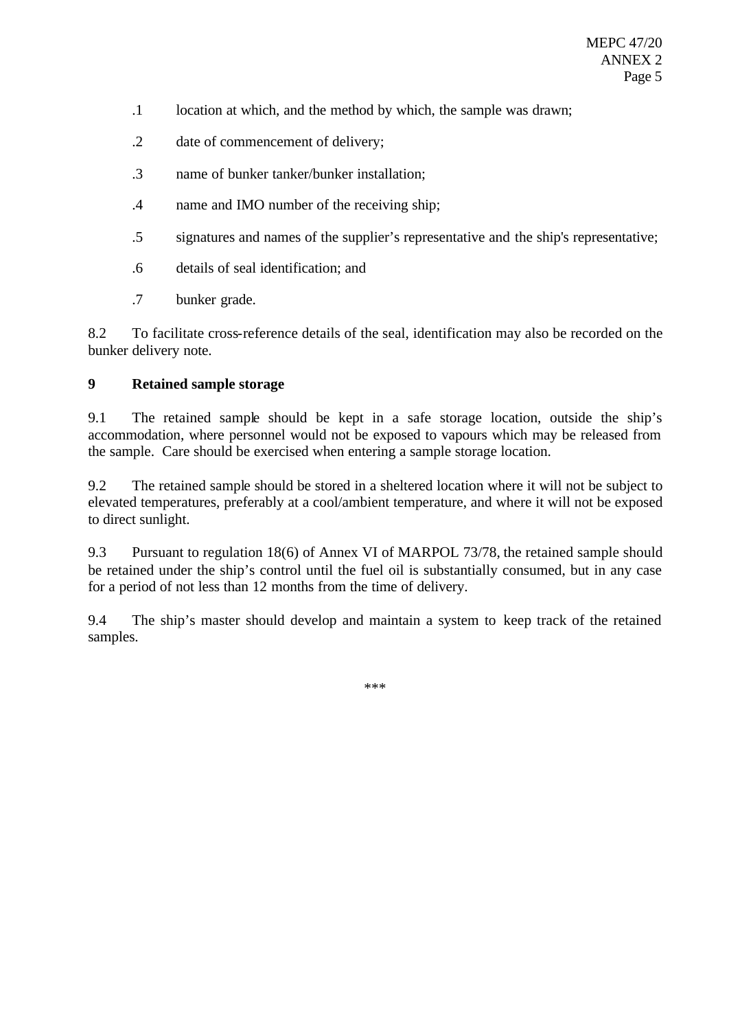.1 location at which, and the method by which, the sample was drawn;

.2 date of commencement of delivery;

.3 name of bunker tanker/bunker installation;

.4 name and IMO number of the receiving ship;

.5 signatures and names of the supplier's representative and the ship's representative;

.6 details of seal identification; and

.7 bunker grade.

8.2 To facilitate cross-reference details of the seal, identification may also be recorded on the bunker delivery note.

**9 Retained sample storage**

9.1 The retained sample should be kept in a safe storage location, outside the ship's accommodation, where personnel would not be exposed to vapours which may be released from the sample. Care should be exercised when entering a sample storage location.

9.2 The retained sample should be stored in a sheltered location where it will not be subject to elevated temperatures, preferably at a cool/ambient temperature, and where it will not be exposed to direct sunlight.

9.3 Pursuant to regulation 18(6) of Annex VI of MARPOL 73/78, the retained sample should be retained under the ship's control until the fuel oil is substantially consumed, but in any case for a period of not less than 12 months from the time of delivery.

9.4 The ship's master should develop and maintain a system to keep track of the retained samples.

***